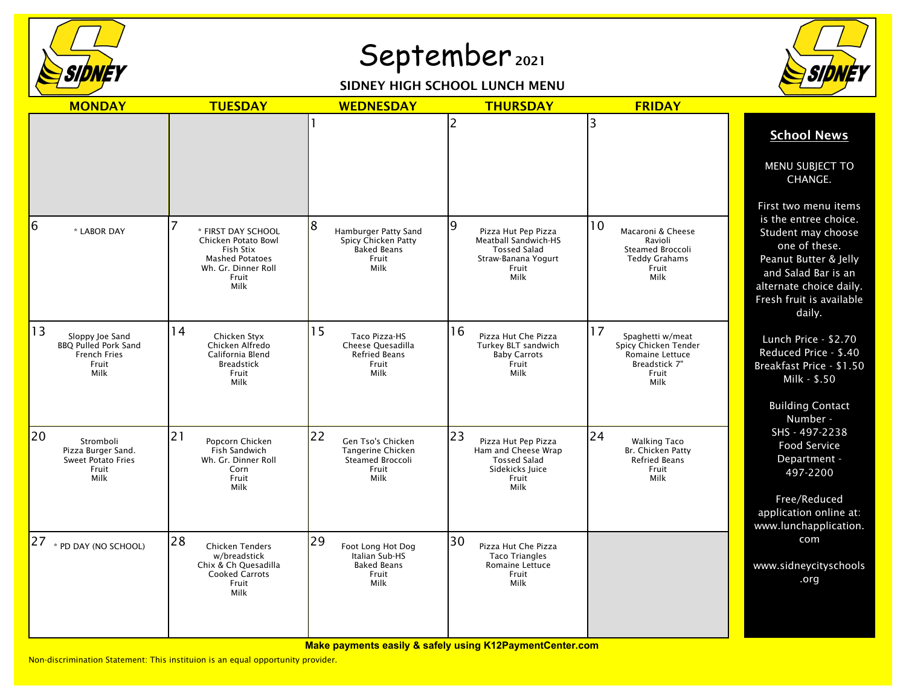# September 2021

## SIDNEY HIGH SCHOOL LUNCH MENU

| MONDAY | TUESDAY | WEDNESDAY | THURSDAY | FRIDAY |
|---|---|---|---|---|
| | | 1 | 2 | 3 |
| 6<br>* LABOR DAY | 7<br>* FIRST DAY SCHOOL<br>Chicken Potato Bowl<br>Fish Stix<br>Mashed Potatoes<br>Wh. Gr. Dinner Roll<br>Fruit<br>Milk | 8<br>Hamburger Patty Sand<br>Spicy Chicken Patty<br>Baked Beans<br>Fruit<br>Milk | 9<br>Pizza Hut Pep Pizza<br>Meatball Sandwich-HS<br>Tossed Salad<br>Straw-Banana Yogurt<br>Fruit<br>Milk | 10<br>Macaroni & Cheese<br>Ravioli<br>Steamed Broccoli<br>Teddy Grahams<br>Fruit<br>Milk |
| 13<br>Sloppy Joe Sand<br>BBQ Pulled Pork Sand<br>French Fries<br>Fruit<br>Milk | 14<br>Chicken Styx<br>Chicken Alfredo<br>California Blend<br>Breadstick<br>Fruit<br>Milk | 15<br>Taco Pizza-HS<br>Cheese Quesadilla<br>Refried Beans<br>Fruit<br>Milk | 16<br>Pizza Hut Che Pizza<br>Turkey BLT sandwich<br>Baby Carrots<br>Fruit<br>Milk | 17<br>Spaghetti w/meat<br>Spicy Chicken Tender<br>Romaine Lettuce<br>Breadstick 7"<br>Fruit<br>Milk |
| 20<br>Stromboli<br>Pizza Burger Sand.<br>Sweet Potato Fries<br>Fruit<br>Milk | 21<br>Popcorn Chicken<br>Fish Sandwich<br>Wh. Gr. Dinner Roll<br>Corn<br>Fruit<br>Milk | 22<br>Gen Tso's Chicken<br>Tangerine Chicken<br>Steamed Broccoli<br>Fruit<br>Milk | 23<br>Pizza Hut Pep Pizza<br>Ham and Cheese Wrap<br>Tossed Salad<br>Sidekicks Juice<br>Fruit<br>Milk | 24<br>Walking Taco<br>Br. Chicken Patty<br>Refried Beans<br>Fruit<br>Milk |
| 27<br>* PD DAY (NO SCHOOL) | 28<br>Chicken Tenders w/breadstick<br>Chix & Ch Quesadilla<br>Cooked Carrots<br>Fruit<br>Milk | 29<br>Foot Long Hot Dog<br>Italian Sub-HS<br>Baked Beans<br>Fruit<br>Milk | 30<br>Pizza Hut Che Pizza<br>Taco Triangles<br>Romaine Lettuce<br>Fruit<br>Milk | |

## School News

MENU SUBJECT TO CHANGE.

First two menu items is the entree choice. Student may choose one of these. Peanut Butter & Jelly and Salad Bar is an alternate choice daily. Fresh fruit is available daily.

Lunch Price - $2.70
Reduced Price - $.40
Breakfast Price - $1.50
Milk - $.50

Building Contact Number -
SHS - 497-2238
Food Service Department -
497-2200

Free/Reduced application online at: www.lunchapplication.com

www.sidneycityschools.org

**Make payments easily & safely using K12PaymentCenter.com**

Non-discrimination Statement: This instituion is an equal opportunity provider.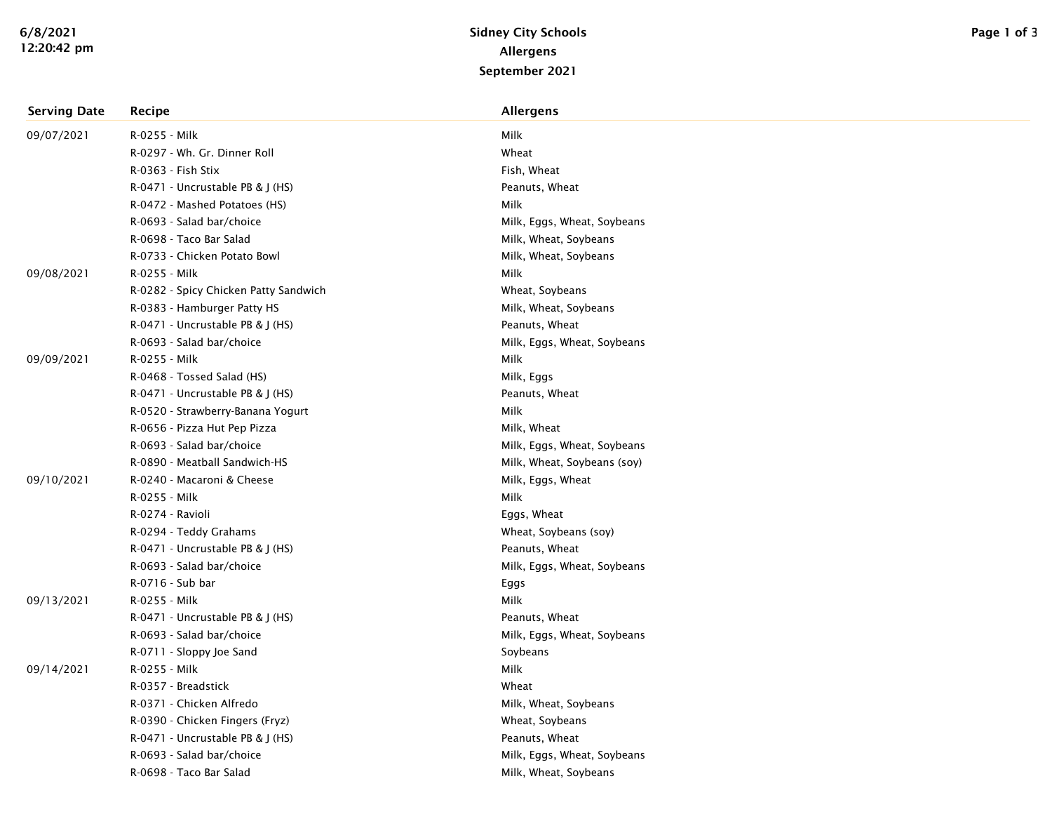# Sidney City Schools
## Allergens
### September 2021

| Serving Date | Recipe | Allergens |
|---|---|---|
| 09/07/2021 | R-0255 - Milk | Milk |
| | R-0297 - Wh. Gr. Dinner Roll | Wheat |
| | R-0363 - Fish Stix | Fish, Wheat |
| | R-0471 - Uncrustable PB & J (HS) | Peanuts, Wheat |
| | R-0472 - Mashed Potatoes (HS) | Milk |
| | R-0693 - Salad bar/choice | Milk, Eggs, Wheat, Soybeans |
| | R-0698 - Taco Bar Salad | Milk, Wheat, Soybeans |
| | R-0733 - Chicken Potato Bowl | Milk, Wheat, Soybeans |
| 09/08/2021 | R-0255 - Milk | Milk |
| | R-0282 - Spicy Chicken Patty Sandwich | Wheat, Soybeans |
| | R-0383 - Hamburger Patty HS | Milk, Wheat, Soybeans |
| | R-0471 - Uncrustable PB & J (HS) | Peanuts, Wheat |
| | R-0693 - Salad bar/choice | Milk, Eggs, Wheat, Soybeans |
| 09/09/2021 | R-0255 - Milk | Milk |
| | R-0468 - Tossed Salad (HS) | Milk, Eggs |
| | R-0471 - Uncrustable PB & J (HS) | Peanuts, Wheat |
| | R-0520 - Strawberry-Banana Yogurt | Milk |
| | R-0656 - Pizza Hut Pep Pizza | Milk, Wheat |
| | R-0693 - Salad bar/choice | Milk, Eggs, Wheat, Soybeans |
| | R-0890 - Meatball Sandwich-HS | Milk, Wheat, Soybeans (soy) |
| 09/10/2021 | R-0240 - Macaroni & Cheese | Milk, Eggs, Wheat |
| | R-0255 - Milk | Milk |
| | R-0274 - Ravioli | Eggs, Wheat |
| | R-0294 - Teddy Grahams | Wheat, Soybeans (soy) |
| | R-0471 - Uncrustable PB & J (HS) | Peanuts, Wheat |
| | R-0693 - Salad bar/choice | Milk, Eggs, Wheat, Soybeans |
| | R-0716 - Sub bar | Eggs |
| 09/13/2021 | R-0255 - Milk | Milk |
| | R-0471 - Uncrustable PB & J (HS) | Peanuts, Wheat |
| | R-0693 - Salad bar/choice | Milk, Eggs, Wheat, Soybeans |
| | R-0711 - Sloppy Joe Sand | Soybeans |
| 09/14/2021 | R-0255 - Milk | Milk |
| | R-0357 - Breadstick | Wheat |
| | R-0371 - Chicken Alfredo | Milk, Wheat, Soybeans |
| | R-0390 - Chicken Fingers (Fryz) | Wheat, Soybeans |
| | R-0471 - Uncrustable PB & J (HS) | Peanuts, Wheat |
| | R-0693 - Salad bar/choice | Milk, Eggs, Wheat, Soybeans |
| | R-0698 - Taco Bar Salad | Milk, Wheat, Soybeans |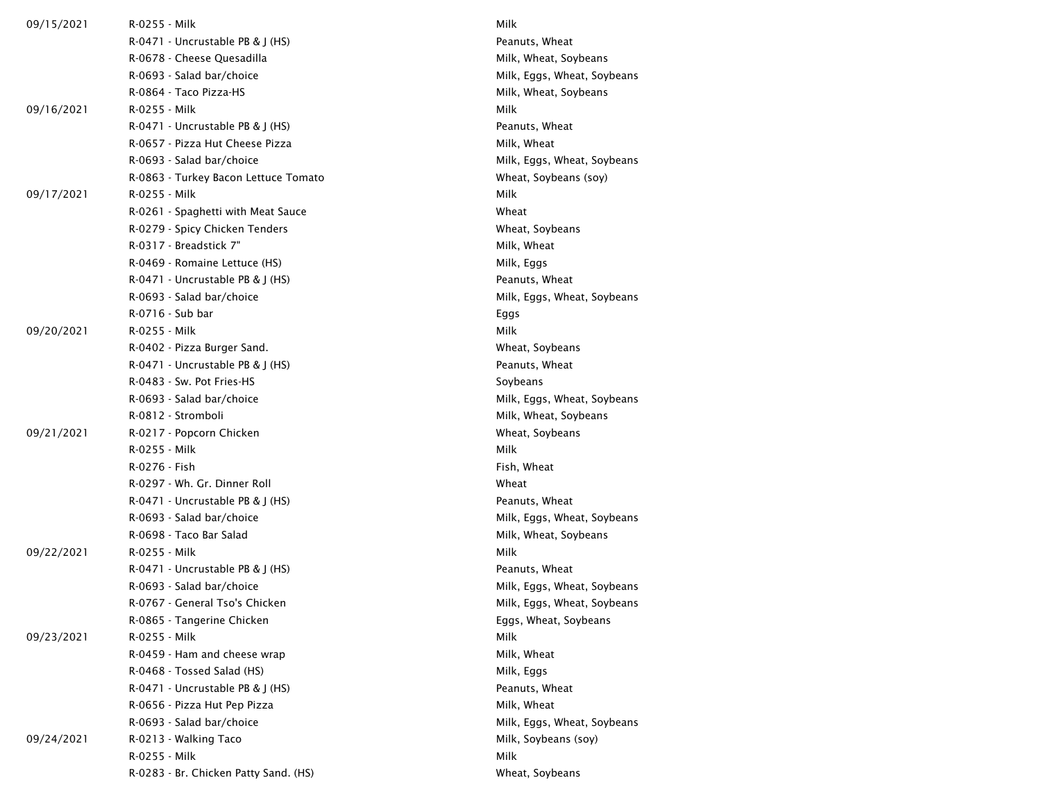| | | |
|---|---|---|
| 09/15/2021 | R-0255 - Milk | Milk |
| | R-0471 - Uncrustable PB & J (HS) | Peanuts, Wheat |
| | R-0678 - Cheese Quesadilla | Milk, Wheat, Soybeans |
| | R-0693 - Salad bar/choice | Milk, Eggs, Wheat, Soybeans |
| | R-0864 - Taco Pizza-HS | Milk, Wheat, Soybeans |
| 09/16/2021 | R-0255 - Milk | Milk |
| | R-0471 - Uncrustable PB & J (HS) | Peanuts, Wheat |
| | R-0657 - Pizza Hut Cheese Pizza | Milk, Wheat |
| | R-0693 - Salad bar/choice | Milk, Eggs, Wheat, Soybeans |
| | R-0863 - Turkey Bacon Lettuce Tomato | Wheat, Soybeans (soy) |
| 09/17/2021 | R-0255 - Milk | Milk |
| | R-0261 - Spaghetti with Meat Sauce | Wheat |
| | R-0279 - Spicy Chicken Tenders | Wheat, Soybeans |
| | R-0317 - Breadstick 7" | Milk, Wheat |
| | R-0469 - Romaine Lettuce (HS) | Milk, Eggs |
| | R-0471 - Uncrustable PB & J (HS) | Peanuts, Wheat |
| | R-0693 - Salad bar/choice | Milk, Eggs, Wheat, Soybeans |
| | R-0716 - Sub bar | Eggs |
| 09/20/2021 | R-0255 - Milk | Milk |
| | R-0402 - Pizza Burger Sand. | Wheat, Soybeans |
| | R-0471 - Uncrustable PB & J (HS) | Peanuts, Wheat |
| | R-0483 - Sw. Pot Fries-HS | Soybeans |
| | R-0693 - Salad bar/choice | Milk, Eggs, Wheat, Soybeans |
| | R-0812 - Stromboli | Milk, Wheat, Soybeans |
| 09/21/2021 | R-0217 - Popcorn Chicken | Wheat, Soybeans |
| | R-0255 - Milk | Milk |
| | R-0276 - Fish | Fish, Wheat |
| | R-0297 - Wh. Gr. Dinner Roll | Wheat |
| | R-0471 - Uncrustable PB & J (HS) | Peanuts, Wheat |
| | R-0693 - Salad bar/choice | Milk, Eggs, Wheat, Soybeans |
| | R-0698 - Taco Bar Salad | Milk, Wheat, Soybeans |
| 09/22/2021 | R-0255 - Milk | Milk |
| | R-0471 - Uncrustable PB & J (HS) | Peanuts, Wheat |
| | R-0693 - Salad bar/choice | Milk, Eggs, Wheat, Soybeans |
| | R-0767 - General Tso's Chicken | Milk, Eggs, Wheat, Soybeans |
| | R-0865 - Tangerine Chicken | Eggs, Wheat, Soybeans |
| 09/23/2021 | R-0255 - Milk | Milk |
| | R-0459 - Ham and cheese wrap | Milk, Wheat |
| | R-0468 - Tossed Salad (HS) | Milk, Eggs |
| | R-0471 - Uncrustable PB & J (HS) | Peanuts, Wheat |
| | R-0656 - Pizza Hut Pep Pizza | Milk, Wheat |
| | R-0693 - Salad bar/choice | Milk, Eggs, Wheat, Soybeans |
| 09/24/2021 | R-0213 - Walking Taco | Milk, Soybeans (soy) |
| | R-0255 - Milk | Milk |
| | R-0283 - Br. Chicken Patty Sand. (HS) | Wheat, Soybeans |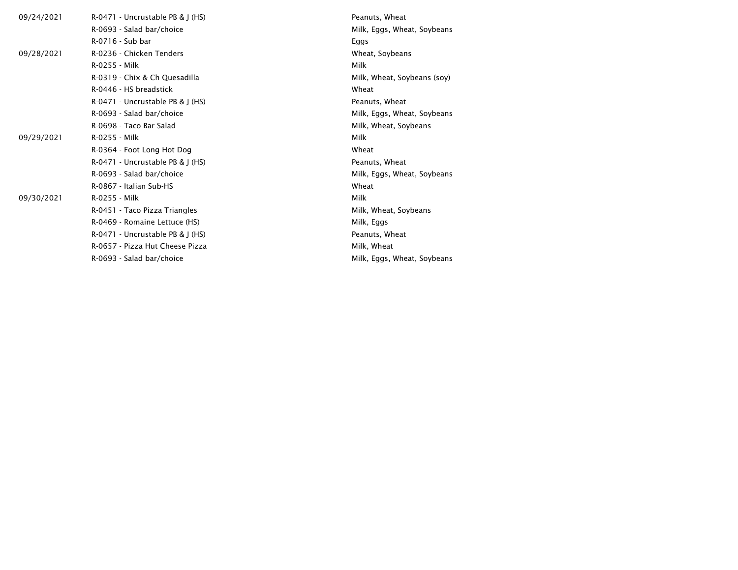| | | |
|---|---|---|
| 09/24/2021 | R-0471 - Uncrustable PB & J (HS) | Peanuts, Wheat |
| | R-0693 - Salad bar/choice | Milk, Eggs, Wheat, Soybeans |
| | R-0716 - Sub bar | Eggs |
| 09/28/2021 | R-0236 - Chicken Tenders | Wheat, Soybeans |
| | R-0255 - Milk | Milk |
| | R-0319 - Chix & Ch Quesadilla | Milk, Wheat, Soybeans (soy) |
| | R-0446 - HS breadstick | Wheat |
| | R-0471 - Uncrustable PB & J (HS) | Peanuts, Wheat |
| | R-0693 - Salad bar/choice | Milk, Eggs, Wheat, Soybeans |
| | R-0698 - Taco Bar Salad | Milk, Wheat, Soybeans |
| 09/29/2021 | R-0255 - Milk | Milk |
| | R-0364 - Foot Long Hot Dog | Wheat |
| | R-0471 - Uncrustable PB & J (HS) | Peanuts, Wheat |
| | R-0693 - Salad bar/choice | Milk, Eggs, Wheat, Soybeans |
| | R-0867 - Italian Sub-HS | Wheat |
| 09/30/2021 | R-0255 - Milk | Milk |
| | R-0451 - Taco Pizza Triangles | Milk, Wheat, Soybeans |
| | R-0469 - Romaine Lettuce (HS) | Milk, Eggs |
| | R-0471 - Uncrustable PB & J (HS) | Peanuts, Wheat |
| | R-0657 - Pizza Hut Cheese Pizza | Milk, Wheat |
| | R-0693 - Salad bar/choice | Milk, Eggs, Wheat, Soybeans |